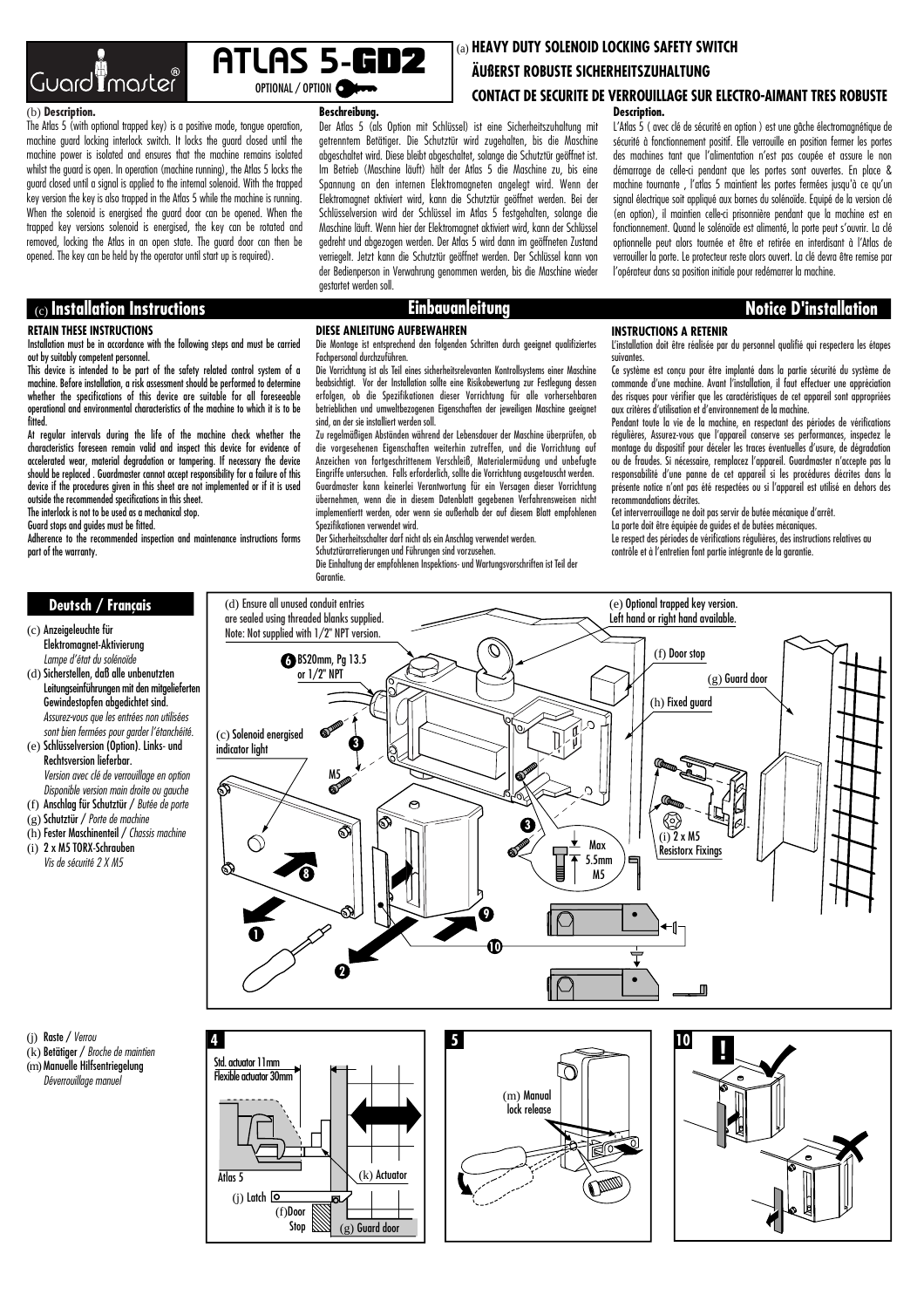# Guardmaster® ATLAS 5-GD2

OPTIONAL / OPTION

## (a) HEAVY DUTY SOLENOID LOCKING SAFETY SWITCH

## ÄUßERST ROBUSTE SICHERHEITSZUHALTUNG

## CONTACT DE SECURITE DE VERROUILLAGE SUR ELECTRO-AIMANT TRES ROBUSTE

### (b) Description.

The Atlas 5 (with optional trapped key) is a positive mode, tongue operation, machine guard locking interlock switch. It locks the guard closed until the machine power is isolated and ensures that the machine remains isolated whilst the guard is open. In operation (machine running), the Atlas 5 locks the guard closed until a signal is applied to the internal solenoid. With the trapped key version the key is also trapped in the Atlas 5 while the machine is running. When the solenoid is energised the guard door can be opened. When the trapped key versions solenoid is energised, the key can be rotated and removed, locking the Atlas in an open state. The guard door can then be opened. The key can be held by the operator until start up is required).

### Beschreibung.

Der Atlas 5 (als Option mit Schlüssel) ist eine Sicherheitszuhaltung mit getrenntem Betätiger. Die Schutztür wird zugehalten, bis die Maschine abgeschaltet wird. Diese bleibt abgeschaltet, solange die Schutztür geöffnet ist. Im Betrieb (Maschine läuft) hält der Atlas 5 die Maschine zu, bis eine Spannung an den internen Elektromagneten angelegt wird. Wenn der Elektromagnet aktiviert wird, kann die Schutztür geöffnet werden. Bei der Schlüsselversion wird der Schlüssel im Atlas 5 festgehalten, solange die Maschine läuft. Wenn hier der Elektromagnet aktiviert wird, kann der Schlüssel gedreht und abgezogen werden. Der Atlas 5 wird dann im geöffneten Zustand verriegelt. Jetzt kann die Schutztür geöffnet werden. Der Schlüssel kann von der Bedienperson in Verwahrung genommen werden, bis die Maschine wieder gestartet werden soll.

### Description.

L'Atlas 5 ( avec clé de sécurité en option ) est une gâche électromagnétique de sécurité à fonctionnement positif. Elle verrouille en position fermer les portes des machines tant que l'alimentation n'est pas coupée et assure le non démarrage de celle-ci pendant que les portes sont ouvertes. En place & machine tournante , l'atlas 5 maintient les portes fermées jusqu'à ce qu'un signal électrique soit appliqué aux bornes du solénoïde. Equipé de la version clé (en option), il maintien celle-ci prisonnière pendant que la machine est en fonctionnement. Quand le solénoïde est alimenté, la porte peut s'ouvrir. La clé optionnelle peut alors tournée et être et retirée en interdisant à l'Atlas de verrouiller la porte. Le protecteur reste alors ouvert. La clé devra être remise par l'opérateur dans sa position initiale pour redémarrer la machine.

## (c) Installation Instructions

**RETAIN THESE INSTRUCTIONS**

Installation must be in accordance with the following steps and must be carried out by suitably competent personnel.

This device is intended to be part of the safety related control system of a machine. Before installation, a risk assessment should be performed to determine whether the specifications of this device are suitable for all foreseeable operational and environmental characteristics of the machine to which it is to be fitted.

At regular intervals during the life of the machine check whether the characteristics foreseen remain valid and inspect this device for evidence of accelerated wear, material degradation or tampering. If necessary the device should be replaced . Guardmaster cannot accept responsibility for a failure of this device if the procedures given in this sheet are not implemented or if it is used outside the recommended specifications in this sheet.

The interlock is not to be used as a mechanical stop.

Guard stops and guides must be fitted.

Adherence to the recommended inspection and maintenance instructions forms part of the warranty.

## Einbauanleitung

**DIESE ANLEITUNG AUFBEWAHREN**

Die Montage ist entsprechend den folgenden Schritten durch geeignet qualifiziertes Fachpersonal durchzuführen.

Die Vorrichtung ist als Teil eines sicherheitsrelevanten Kontrollsystems einer Maschine beabsichtigt. Vor der Installation sollte eine Risikobewertung zur Festlegung dessen erfolgen, ob die Spezifikationen dieser Vorrichtung für alle vorhersehbaren betrieblichen und umweltbezogenen Eigenschaften der jeweiligen Maschine geeignet sind, an der sie installiert werden soll.

Zu regelmäßigen Abständen während der Lebensdauer der Maschine überprüfen, ob die vorgesehenen Eigenschaften weiterhin zutreffen, und die Vorrichtung auf Anzeichen von fortgeschrittenem Verschleiß, Materialermüdung und unbefugte Eingriffe untersuchen. Falls erforderlich, sollte die Vorrichtung ausgetauscht werden.

Guardmaster kann keinerlei Verantwortung für ein Versagen dieser Vorrichtung übernehmen, wenn die in diesem Datenblatt gegebenen Verfahrensweisen nicht implementiert werden, oder wenn sie außerhalb der auf diesem Blatt empfohlenen Spezifikationen verwendet wird.

Der Sicherheitsschalter darf nicht als ein Anschlag verwendet werden.

Schutztürarretierungen und Führungen sind vorzusehen.

Die Einhaltung der empfohlenen Inspektions- und Wartungsvorschriften ist Teil der Garantie.

## Notice D'installation

**INSTRUCTIONS A RETENIR**

L'installation doit être réalisée par du personnel qualifié qui respectera les étapes suivantes.

Ce système est conçu pour être implanté dans la partie sécurité du système de commande d'une machine. Avant l'installation, il faut effectuer une appréciation des risques pour vérifier que les caractéristiques de cet appareil sont appropriées aux critères d'utilisation et d'environnement de la machine.

Pendant toute la vie de la machine, en respectant des périodes de vérifications régulières, Assurez-vous que l'appareil conserve ses performances, inspectez le montage du dispositif pour déceler les traces éventuelles d'usure, de dégradation ou de fraudes. Si nécessaire, remplacez l'appareil. Guardmaster n'accepte pas la responsabilité d'une panne de cet appareil si les procédures décrites dans la présente notice n'ont pas été respectées ou si l'appareil est utilisé en dehors des recommandations décrites.

Cet interverrouillage ne doit pas servir de butée mécanique d'arrêt.

La porte doit être équipée de guides et de butées mécaniques.

Le respect des périodes de vérifications régulières, des instructions relatives au contrôle et à l'entretien font partie intégrante de la garantie.

## Deutsch / Français

- (c) Anzeigeleuchte für Elektromagnet-Aktivierung
  *Lampe d'état du solénoïde*
- (d) Sicherstellen, daß alle unbenutzten Leitungseinführungen mit den mitgelieferten Gewindestopfen abgedichtet sind.
  *Assurez-vous que les entrées non utilisées sont bien fermées pour garder l'étanchéité.*
- (e) Schlüsselversion (Option). Links- und Rechtsversion lieferbar.
  *Version avec clé de verrouillage en option Disponible version main droite ou gauche*
- (f) Anschlag für Schutztür / *Butée de porte*
- (g) Schutztür / *Porte de machine*
- (h) Fester Maschinenteil / *Chassis machine*
- (i) 2 x M5 TORX-Schrauben
  *Vis de sécurité 2 X M5*

(d) Ensure all unused conduit entries are sealed using threaded blanks supplied. Note: Not supplied with 1/2" NPT version.

(e) Optional trapped key version. Left hand or right hand available.

6 BS20mm, Pg 13.5 or 1/2" NPT

(c) Solenoid energised indicator light

(f) Door stop

(g) Guard door

(h) Fixed guard

(i) 2 x M5 Resistorx Fixings

M5

Max 5.5mm M5

- (j) Raste / *Verrou*
- (k) Betätiger / *Broche de maintien*
- (m) Manuelle Hilfsentriegelung
  *Déverrouillage manuel*

**4**

Std. actuator 11mm
Flexible actuator 30mm

Atlas 5

(j) Latch

(f) Door Stop

(k) Actuator

(g) Guard door

**5**

(m) Manual lock release

**10**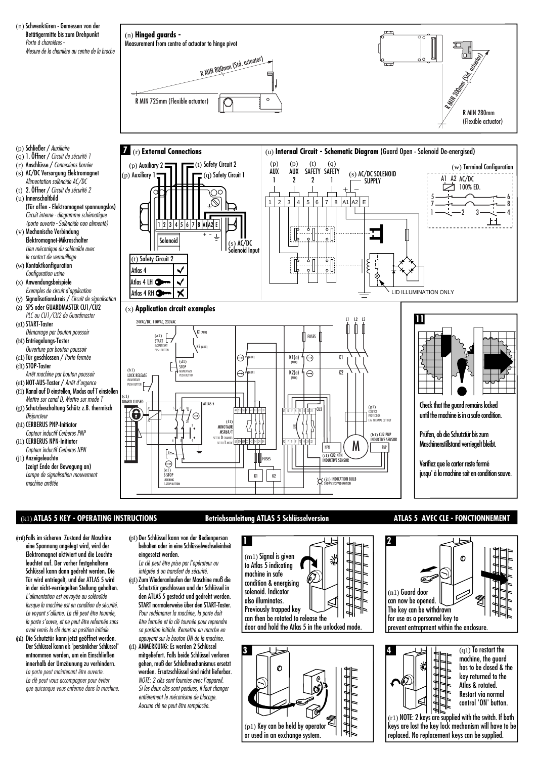(n) Schwenktüren - Gemessen von der Betätigermitte bis zum Drehpunkt
*Porte à charnières - Mesure de la charnière au centre de la broche*

(n) **Hinged guards -**
Measurement from centre of actuator to hinge pivot

R MIN 800mm (Std. actuator)
R MIN 725mm (Flexible actuator)
R MIN 300mm (Std. actuator)
R MIN 280mm (Flexible actuator)

(p) Schließer / *Auxiliaire*
(q) 1. Öffner / *Circuit de sécurité 1*
(r) Anschlüsse / *Connexions bornier*
(s) AC/DC Versorgung Elektromagnet
*Alimentation solénoïde AC/DC*
(t) 2. Öffner / *Circuit de sécurité 2*
(u) Innenschaltbild
(Tür offen - Elektromagnet spannungslos)
*Circuit interne - diagramme schématique (porte ouverte - Solénoïde non alimenté)*
(v) Mechanische Verbindung Elektromagnet-Mikroschalter
*Lien mécanique du solénoïde avec le contact de verrouillage*
(w) Kontaktkonfiguration
*Configuration usine*
(x) Anwendungsbeispiele
*Exemples de circuit d'application*
(y) Signalisationskreis / *Circuit de signalisation*
(z) SPS oder GUARDMASTER CU1/CU2
*PLC ou CU1/CU2 de Guardmaster*
(a1) START-Taster
*Démarrage par bouton poussoir*
(b1) Entriegelungs-Taster
*Ouverture par bouton poussoir*
(c1) Tür geschlossen / *Porte fermée*
(d1) STOP-Taster
*Arrêt machine par bouton poussoir*
(e1) NOT-AUS-Taster / *Arrêt d'urgence*
(f1) Kanal auf D einstellen, Modus auf T einstellen
*Mettre sur canal D, Mettre sur mode T*
(g1) Schutzbeschaltung Schütz z.B. thermisch
*Disjoncteur*
(h1) CERBERUS PNP-Initiator
*Capteur inductif Cerberus PNP*
(i1) CERBERUS NPN-Initiator
*Capteur inductif Cerberus NPN*
(j1) Anzeigeleuchte
(zeigt Ende der Bewegung an)
*Lampe de signalisation mouvement machine arrêtée*

## 7 (r) External Connections

(p) Auxiliary 2 — (t) Safety Circuit 2
(p) Auxiliary 1 — (q) Safety Circuit 1
Solenoid — (s) AC/DC Solenoid Input

| (t) Safety Circuit 2 | |
|---|---|
| Atlas 4 | ✓ |
| Atlas 4 LH | ✓ |
| Atlas 4 RH | ✗ |

## (u) Internal Circuit - Schematic Diagram (Guard Open - Solenoid De-energised)

(p) AUX 1, (p) AUX 2, (t) SAFETY 2, (q) SAFETY 1, (s) AC/DC SOLENOID SUPPLY
Terminals: 1 2 3 4 5 6 7 8 A1 A2 E
LID ILLUMINATION ONLY

(w) Terminal Configuration
A1 A2 AC/DC 100% ED.
5–6, 7–8, 1–2, 3–4

## (x) Application circuit examples

24VAC/DC, 110VAC, 230VAC — L1 L2 L3
(a1) START MOMENTARY PUSH BUTTON; K1(AUX); K2 (AUX); (d1) STOP MOMENTARY PUSH BUTTON; (b1) LOCK RELEASE MOMENTARY PUSH BUTTON; (c1) GUARD CLOSED; ATLAS 5; (f1) MINOTAUR MSR6R/T SET TO D CHANNEL SET TO T MODE; (e1) E-STOP LATCHING E-STOP BUTTON; FUSES; K1; K2; K1(a) (AUX); K2(a) (AUX); CU2; (g1) CONTACT PROTECTION E.G. THERMAL CUT OUT; M; (h1) CU2 PNP INDUCTIVE SENSOR; (i1) CU2 NPN INDUCTIVE SENSOR; (j1) INDICATION BULB SHOWS STOPPED MOTION

## 11

Check that the guard remains locked until the machine is in a safe condition.

Prüfen, ob die Schutztür bis zum Maschinenstillstand verriegelt bleibt.

Verifiez que le carter reste fermé jusqu' à la machine soit en condition sauve.

## (k1) ATLAS 5 KEY - OPERATING INSTRUCTIONS — Betriebsanleitung ATLAS 5 Schlüsselversion — ATLAS 5 AVEC CLE - FONCTIONNEMENT

(m1) Falls im sicheren Zustand der Maschine eine Spannung angelegt wird, wird der Elektromagnet aktiviert und die Leuchte leuchtet auf. Der vorher festgehaltene Schlüssel kann dann gedreht werden. Die Tür wird entriegelt, und der ATLAS 5 wird in der nicht-verriegelten Stellung gehalten.
*L'alimentation est envoyée au solénoïde lorsque la machine est en condition de sécurité. Le voyant s'allume. La clé peut être tournée, la porte s'ouvre, et ne peut être refermée sans avoir remis la clé dans sa position initiale.*

(n1) Die Schutztür kann jetzt geöffnet werden. Der Schlüssel kann als "persönlicher Schlüssel" entnommen werden, um ein Einschließen innerhalb der Umzäunung zu verhindern.
*La porte peut maintenant être ouverte. La clé peut vous accompagner pour éviter que quiconque vous enferme dans la machine.*

(p1) Der Schlüssel kann von der Bedienperson behalten oder in eine Schlüsselwechseleinheit eingesetzt werden.
*La clé peut être prise par l'opérateur ou intégrée à un transfert de sécurité.*

(q1) Zum Wiederanlaufen der Maschine muß die Schutztür geschlossen und der Schlüssel in den ATLAS 5 gesteckt und gedreht werden. START normalerweise über den START-Taster.
*Pour redémarrer la machine, la porte doit être fermée et la clé tournée pour reprendre sa position initiale. Remettre en marche en appuyant sur le bouton ON de la machine.*

(r1) ANMERKUNG: Es werden 2 Schlüssel mitgeliefert. Falls beide Schlüssel verloren gehen, muß der Schloßmechanismus ersetzt werden. Ersatzschlüssel sind nicht lieferbar.
*NOTE: 2 clés sont fournies avec l'appareil. Si les deux clés sont perdues, il faut changer entièrement le mécanisme de blocage. Aucune clé ne peut être remplacée.*

**1** (m1) Signal is given to Atlas 5 indicating machine in safe condition & energising solenoid. Indicator also illuminates. Previously trapped key can then be rotated to release the door and hold the Atlas 5 in the unlocked mode.

**2** (n1) Guard door can now be opened. The key can be withdrawn for use as a personnel key to prevent entrapment within the enclosure.

**3** (p1) Key can be held by operator or used in an exchange system.

**4** (q1) To restart the machine, the guard has to be closed & the key returned to the Atlas & rotated. Restart via normal control 'ON' button.

(r1) NOTE: 2 keys are supplied with the switch. If both keys are lost the key lock mechanism will have to be replaced. No replacement keys can be supplied.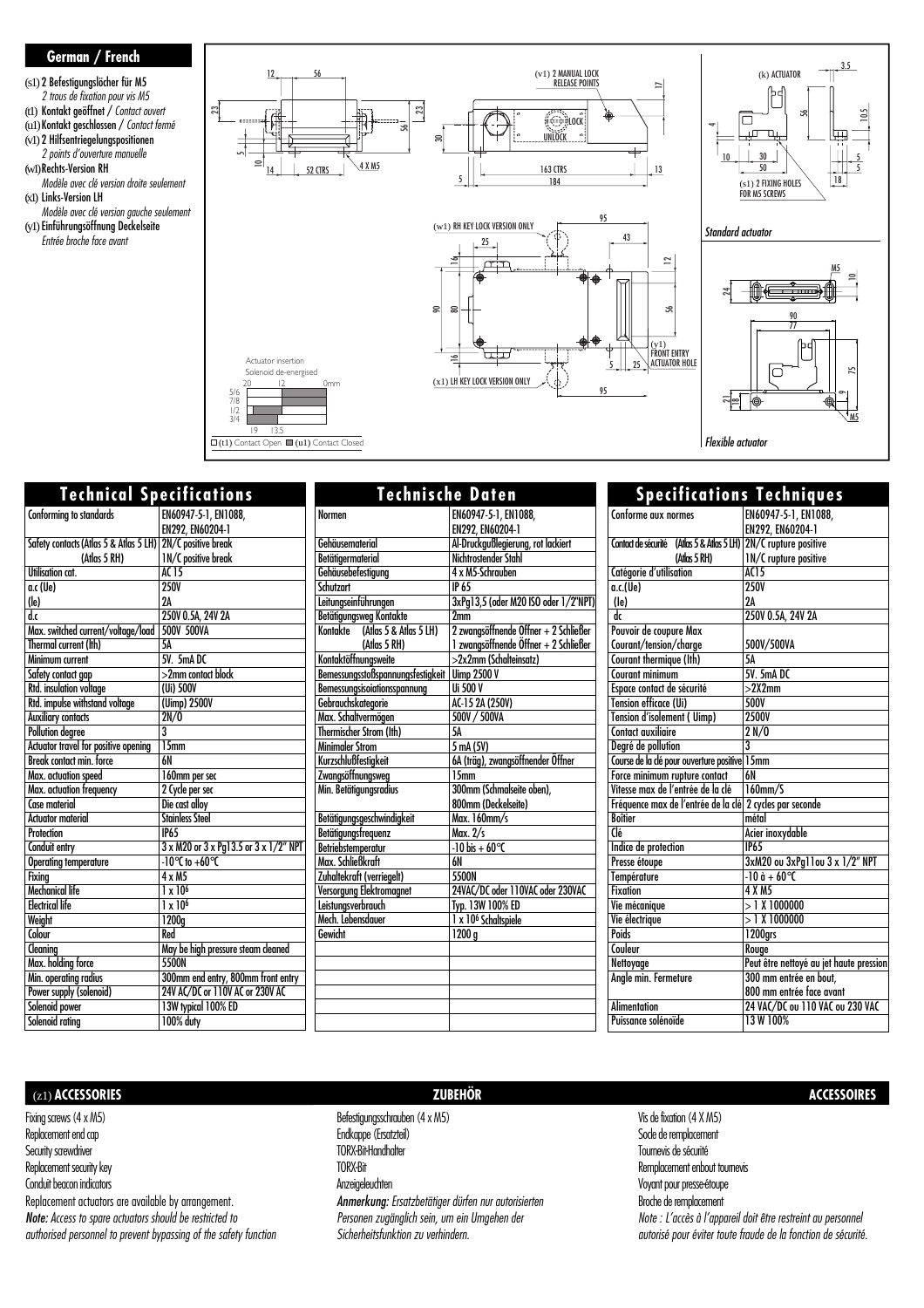## German / French

- (s1) 2 Befestigungslöcher für M5
  *2 trous de fixation pour vis M5*
- (t1) Kontakt geöffnet / *Contact ouvert*
- (u1) Kontakt geschlossen / *Contact fermé*
- (v1) 2 Hilfsentriegelungspositionen
  *2 points d'ouverture manuelle*
- (w1) Rechts-Version RH
  *Modèle avec clé version droite seulement*
- (x1) Links-Version LH
  *Modèle avec clé version gauche seulement*
- (y1) Einführungsöffnung Deckelseite
  *Entrée broche face avant*

(v1) 2 MANUAL LOCK RELEASE POINTS

LOCK

UNLOCK

(w1) RH KEY LOCK VERSION ONLY

(x1) LH KEY LOCK VERSION ONLY

(y1) FRONT ENTRY ACTUATOR HOLE

(k) ACTUATOR

(s1) 2 FIXING HOLES FOR M5 SCREWS

*Standard actuator*

*Flexible actuator*

Actuator insertion
Solenoid de-energised

☐ (t1) Contact Open ■ (u1) Contact Closed

## Technical Specifications

| | |
|---|---|
| Conforming to standards | EN60947-5-1, EN1088, EN292, EN60204-1 |
| Safety contacts (Atlas 5 & Atlas 5 LH) | 2N/C positive break |
| (Atlas 5 RH) | 1N/C positive break |
| Utilisation cat. | AC 15 |
| a.c (Ue) | 250V |
| (Ie) | 2A |
| d.c | 250V 0.5A, 24V 2A |
| Max. switched current/voltage/load | 500V 500VA |
| Thermal current (Ith) | 5A |
| Minimum current | 5V. 5mA DC |
| Safety contact gap | >2mm contact block |
| Rtd. insulation voltage | (Ui) 500V |
| Rtd. impulse withstand voltage | (Uimp) 2500V |
| Auxiliary contacts | 2N/O |
| Pollution degree | 3 |
| Actuator travel for positive opening | 15mm |
| Break contact min. force | 6N |
| Max. actuation speed | 160mm per sec |
| Max. actuation frequency | 2 Cycle per sec |
| Case material | Die cast alloy |
| Actuator material | Stainless Steel |
| Protection | IP65 |
| Conduit entry | 3 x M20 or 3 x Pg13.5 or 3 x 1/2" NPT |
| Operating temperature | -10°C to +60°C |
| Fixing | 4 x M5 |
| Mechanical life | 1 x $10^6$ |
| Electrical life | 1 x $10^6$ |
| Weight | 1200g |
| Colour | Red |
| Cleaning | May be high pressure steam cleaned |
| Max. holding force | 5500N |
| Min. operating radius | 300mm end entry, 800mm front entry |
| Power supply (solenoid) | 24V AC/DC or 110V AC or 230V AC |
| Solenoid power | 13W typical 100% ED |
| Solenoid rating | 100% duty |

## Technische Daten

| | |
|---|---|
| Normen | EN60947-5-1, EN1088, EN292, EN60204-1 |
| Gehäusematerial | Al-Druckgußlegierung, rot lackiert |
| Betätigermaterial | Nichtrostender Stahl |
| Gehäusebefestigung | 4 x M5-Schrauben |
| Schutzart | IP 65 |
| Leitungseinführungen | 3xPg13,5 (oder M20 ISO oder 1/2"NPT) |
| Betätigungsweg Kontakte | 2mm |
| Kontakte (Atlas 5 & Atlas 5 LH) | 2 zwangsöffnende Öffner + 2 Schließer |
| (Atlas 5 RH) | 1 zwangsöffnende Öffner + 2 Schließer |
| Kontaktöffnungsweite | >2x2mm (Schalteinsatz) |
| Bemessungsstoßspannungsfestigkeit | Uimp 2500 V |
| Bemessungsisolationsspannung | Ui 500 V |
| Gebrauchskategorie | AC-15 2A (250V) |
| Max. Schaltvermögen | 500V / 500VA |
| Thermischer Strom (Ith) | 5A |
| Minimaler Strom | 5 mA (5V) |
| Kurzschlußfestigkeit | 6A (träg), zwangsöffnender Öffner |
| Zwangsöffnungsweg | 15mm |
| Min. Betätigungsradius | 300mm (Schmalseite oben), 800mm (Deckelseite) |
| Betätigungsgeschwindigkeit | Max. 160mm/s |
| Betätigungsfrequenz | Max. 2/s |
| Betriebstemperatur | -10 bis + 60°C |
| Max. Schließkraft | 6N |
| Zuhaltekraft (verriegelt) | 5500N |
| Versorgung Elektromagnet | 24VAC/DC oder 110VAC oder 230VAC |
| Leistungsverbrauch | Typ. 13W 100% ED |
| Mech. Lebensdauer | 1 x $10^6$ Schaltspiele |
| Gewicht | 1200 g |

## Specifications Techniques

| | |
|---|---|
| Conforme aux normes | EN60947-5-1, EN1088, EN292, EN60204-1 |
| Contact de sécurité (Atlas 5 & Atlas 5 LH) | 2N/C rupture positive |
| (Atlas 5 RH) | 1N/C rupture positive |
| Catégorie d'utilisation | AC15 |
| a.c.(Ue) | 250V |
| (Ie) | 2A |
| dc | 250V 0.5A, 24V 2A |
| Pouvoir de coupure Max Courant/tension/charge | 500V/500VA |
| Courant thermique (Ith) | 5A |
| Courant minimum | 5V. 5mA DC |
| Espace contact de sécurité | >2X2mm |
| Tension efficace (Ui) | 500V |
| Tension d'isolement ( Uimp) | 2500V |
| Contact auxiliaire | 2 N/O |
| Degré de pollution | 3 |
| Course de la clé pour ouverture positive | 15mm |
| Force minimum rupture contact | 6N |
| Vitesse max de l'entrée de la clé | 160mm/S |
| Fréquence max de l'entrée de la clé | 2 cycles par seconde |
| Boîtier | métal |
| Clé | Acier inoxydable |
| Indice de protection | IP65 |
| Presse étoupe | 3xM20 ou 3xPg11ou 3 x 1/2" NPT |
| Température | -10 à + 60°C |
| Fixation | 4 X M5 |
| Vie mécanique | > 1 X 1000000 |
| Vie électrique | > 1 X 1000000 |
| Poids | 1200grs |
| Couleur | Rouge |
| Nettoyage | Peut être nettoyé au jet haute pression |
| Angle min. Fermeture | 300 mm entrée en bout, 800 mm entrée face avant |
| Alimentation | 24 VAC/DC ou 110 VAC ou 230 VAC |
| Puissance solénoïde | 13 W 100% |

## (z1) ACCESSORIES

Fixing screws (4 x M5)
Replacement end cap
Security screwdriver
Replacement security key
Conduit beacon indicators

Replacement actuators are available by arrangement.
***Note:*** *Access to spare actuators should be restricted to authorised personnel to prevent bypassing of the safety function*

## ZUBEHÖR

Befestigungsschrauben (4 x M5)
Endkappe (Ersatzteil)
TORX-Bit-Handhalter
TORX-Bit
Anzeigeleuchten

***Anmerkung:*** *Ersatzbetätiger dürfen nur autorisierten Personen zugänglich sein, um ein Umgehen der Sicherheitsfunktion zu verhindern.*

## ACCESSOIRES

Vis de fixation (4 X M5)
Socle de remplacement
Tournevis de sécurité
Remplacement enbout tournevis
Voyant pour presse-étoupe
Broche de remplacement

*Note : L'accès à l'appareil doit être restreint au personnel autorisé pour éviter toute fraude de la fonction de sécurité.*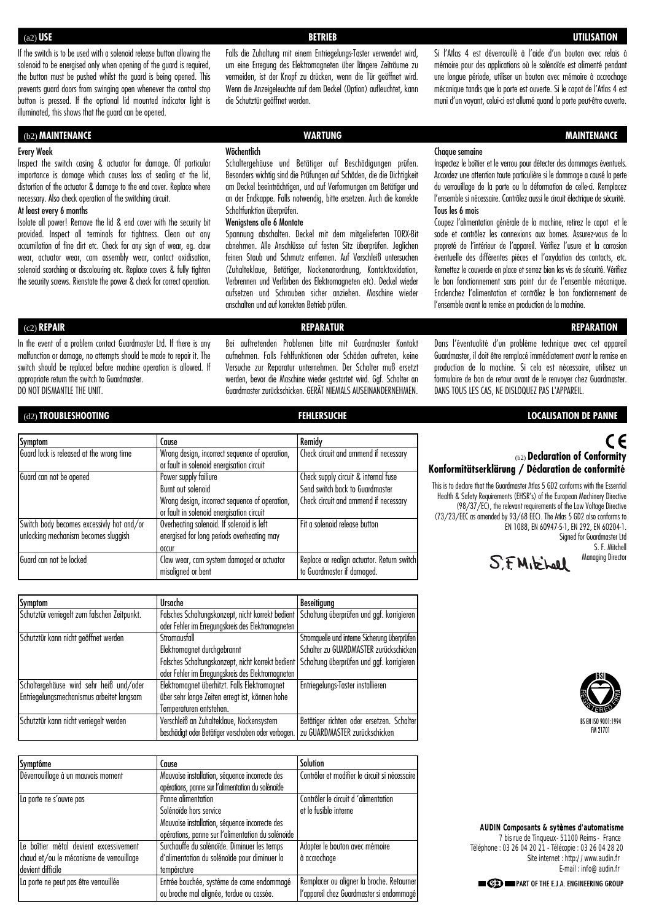## (a2) USE / BETRIEB / UTILISATION

If the switch is to be used with a solenoid release button allowing the solenoid to be energised only when opening of the guard is required, the button must be pushed whilst the guard is being opened. This prevents guard doors from swinging open whenever the control stop button is pressed. If the optional lid mounted indicator light is illuminated, this shows that the guard can be opened.

Falls die Zuhaltung mit einem Entriegelungs-Taster verwendet wird, um eine Erregung des Elektromagneten über längere Zeiträume zu vermeiden, ist der Knopf zu drücken, wenn die Tür geöffnet wird. Wenn die Anzeigeleuchte auf dem Deckel (Option) aufleuchtet, kann die Schutztür geöffnet werden.

Si l'Atlas 4 est déverrouillé à l'aide d'un bouton avec relais à mémoire pour des applications où le solénoïde est alimenté pendant une longue période, utiliser un bouton avec mémoire à accrochage mécanique tandis que la porte est ouverte. Si le capot de l'Atlas 4 est muni d'un voyant, celui-ci est allumé quand la porte peut-être ouverte.

## (b2) MAINTENANCE / WARTUNG / MAINTENANCE

**Every Week**

Inspect the switch casing & actuator for damage. Of particular importance is damage which causes loss of sealing at the lid, distortion of the actuator & damage to the end cover. Replace where necessary. Also check operation of the switching circuit.

**At least every 6 months**

Isolate all power! Remove the lid & end cover with the security bit provided. Inspect all terminals for tightness. Clean out any accumulation of fine dirt etc. Check for any sign of wear, eg. claw wear, actuator wear, cam assembly wear, contact oxidisation, solenoid scorching or discolouring etc. Replace covers & fully tighten the security screws. Rienstate the power & check for correct operation.

**Wöchentlich**

Schaltergehäuse und Betätiger auf Beschädigungen prüfen. Besonders wichtig sind die Prüfungen auf Schäden, die die Dichtigkeit am Deckel beeinträchtigen, und auf Verformungen am Betätiger und an der Endkappe. Falls notwendig, bitte ersetzen. Auch die korrekte Schaltfunktion überprüfen.

**Wenigstens alle 6 Montate**

Spannung abschalten. Deckel mit dem mitgelieferten TORX-Bit abnehmen. Alle Anschlüsse auf festen Sitz überprüfen. Jeglichen feinen Staub und Schmutz entfernen. Auf Verschleiß untersuchen (Zuhalteklaue, Betätiger, Nockenanordnung, Kontaktoxidation, Verbrennen und Verfärben des Elektromagneten etc). Deckel wieder aufsetzen und Schrauben sicher anziehen. Maschine wieder anschalten und auf korrekten Betrieb prüfen.

**Chaque semaine**

Inspectez le boîtier et le verrou pour détecter des dommages éventuels. Accordez une attention toute particulière si le dommage a causé la perte du verrouillage de la porte ou la déformation de celle-ci. Remplacez l'ensemble si nécessaire. Contrôlez aussi le circuit électrique de sécurité.

**Tous les 6 mois**

Coupez l'alimentation générale de la machine, retirez le capot et le socle et contrôlez les connexions aux bornes. Assurez-vous de la propreté de l'intérieur de l'appareil. Vérifiez l'usure et la corrosion éventuelle des différentes pièces et l'oxydation des contacts, etc. Remettez le couvercle en place et serrez bien les vis de sécurité. Vérifiez le bon fonctionnement sans point dur de l'ensemble mécanique. Enclenchez l'alimentation et contrôlez le bon fonctionnement de l'ensemble avant la remise en production de la machine.

## (c2) REPAIR / REPARATUR / REPARATION

In the event of a problem contact Guardmaster Ltd. If there is any malfunction or damage, no attempts should be made to repair it. The switch should be replaced before machine operation is allowed. If appropriate return the switch to Guardmaster.
DO NOT DISMANTLE THE UNIT.

Bei auftretenden Problemen bitte mit Guardmaster Kontakt aufnehmen. Falls Fehlfunktionen oder Schäden auftreten, keine Versuche zur Reparatur unternehmen. Der Schalter muß ersetzt werden, bevor die Maschine wieder gestartet wird. Ggf. Schalter an Guardmaster zurückschicken. GERÄT NIEMALS AUSEINANDERNEHMEN.

Dans l'éventualité d'un problème technique avec cet appareil Guardmaster, il doit être remplacé immédiatement avant la remise en production de la machine. Si cela est nécessaire, utilisez un formulaire de bon de retour avant de le renvoyer chez Guardmaster. DANS TOUS LES CAS, NE DISLOQUEZ PAS L'APPAREIL.

## (d2) TROUBLESHOOTING / FEHLERSUCHE / LOCALISATION DE PANNE

| Symptom | Cause | Remidy |
|---|---|---|
| Guard lock is released at the wrong time | Wrong design, incorrect sequence of operation, or fault in solenoid energisation circuit | Check circuit and ammend if necessary |
| Guard can not be opened | Power supply failiure<br>Burnt out solenoid<br>Wrong design, incorrect sequence of operation, or fault in solenoid energisation circuit | Check supply circuit & internal fuse<br>Send switch back to Guardmaster<br>Check circuit and ammend if necessary |
| Switch body becomes excessivly hot and/or unlocking mechanism becomes sluggish | Overheating solenoid. If solenoid is left energised for long periods overheating may occur | Fit a solenoid release button |
| Guard can not be locked | Claw wear, cam system damaged or actuator misaligned or bent | Replace or realign actuator. Return switch to Guardmaster if damaged. |

| Symptom | Ursache | Beseitigung |
|---|---|---|
| Schutztür verriegelt zum falschen Zeitpunkt. | Falsches Schaltungskonzept, nicht korrekt bedient oder Fehler im Erregungskreis des Elektromagneten | Schaltung überprüfen und ggf. korrigieren |
| Schutztür kann nicht geöffnet werden | Stromausfall<br>Elektromagnet durchgebrannt<br>Falsches Schaltungskonzept, nicht korrekt bedient oder Fehler im Erregungskreis des Elektromagneten | Stromquelle und interne Sicherung überprüfen<br>Schalter zu GUARDMASTER zurückschicken<br>Schaltung überprüfen und ggf. korrigieren |
| Schaltergehäuse wird sehr heiß und/oder Entriegelungsmechanismus arbeitet langsam | Elektromagnet überhitzt. Falls Elektromagnet über sehr lange Zeiten erregt ist, können hohe Temperaturen entstehen. | Entriegelungs-Taster installieren |
| Schutztür kann nicht verriegelt werden | Verschleiß an Zuhalteklaue, Nockensystem beschädigt oder Betätiger verschoben oder verbogen. | Betätiger richten oder ersetzen. Schalter zu GUARDMASTER zurückschicken |

| Symptôme | Cause | Solution |
|---|---|---|
| Déverrouillage à un mauvais moment | Mauvaise installation, séquence incorrecte des opérations, panne sur l'alimentation du solénoïde | Contrôler et modifier le circuit si nécessaire |
| La porte ne s'ouvre pas | Panne alimentation<br>Solénoïde hors service<br>Mauvaise installation, séquence incorrecte des opérations, panne sur l'alimentation du solénoïde | Contrôler le circuit d 'alimentation et le fusible interne |
| Le boîtier métal devient excessivement chaud et/ou le mécanisme de verrouillage devient difficile | Surchauffe du solénoïde. Diminuer les temps d'alimentation du solénoïde pour diminuer la température | Adapter le bouton avec mémoire à accrochage |
| La porte ne peut pas être verrouillée | Entrée bouchée, système de came endommagé ou broche mal alignée, tordue ou cassée. | Remplacer ou aligner la broche. Retourner l'appareil chez Guardmaster si endommagé |

CE

### (b2) Declaration of Conformity / Konformitätserklärung / Déclaration de conformité

This is to declare that the Guardmaster Atlas 5 GD2 conforms with the Essential Health & Safety Requirements (EHSR's) of the European Machinery Directive (98/37/EC), the relevant requirements of the Low Voltage Directive (73/23/EEC as amended by 93/68 EEC). The Atlas 5 GD2 also conforms to EN 1088, EN 60947-5-1, EN 292, EN 60204-1.

Signed for Guardmaster Ltd
S. F. Mitchell
Managing Director

S.F.Mitchell

BS EN ISO 9001:1994
FM 21701

**AUDIN Composants & sytèmes d'automatisme**
7 bis rue de Tinqueux- 51100 Reims - France
Téléphone : 03 26 04 20 21 - Télécopie : 03 26 04 28 20
Site internet : http://www.audin.fr
E-mail : info@audin.fr

PART OF THE E.J.A. ENGINEERING GROUP